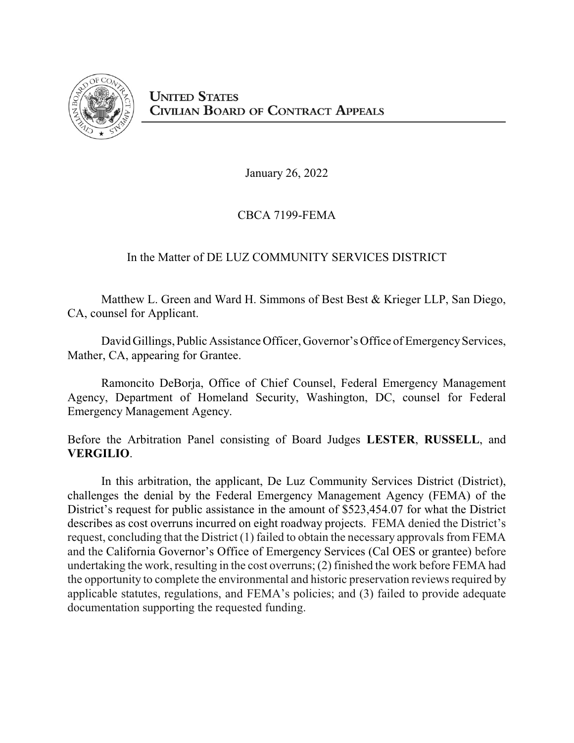# UNITED STATES CIVILIAN BOARD OF CONTRACT APPEALS

January 26, 2022

CBCA 7199-FEMA

In the Matter of DE LUZ COMMUNITY SERVICES DISTRICT

Matthew L. Green and Ward H. Simmons of Best Best & Krieger LLP, San Diego, CA, counsel for Applicant.

David Gillings, Public Assistance Officer, Governor's Office of Emergency Services, Mather, CA, appearing for Grantee.

Ramoncito DeBorja, Office of Chief Counsel, Federal Emergency Management Agency, Department of Homeland Security, Washington, DC, counsel for Federal Emergency Management Agency.

Before the Arbitration Panel consisting of Board Judges **LESTER**, **RUSSELL**, and **VERGILIO**.

In this arbitration, the applicant, De Luz Community Services District (District), challenges the denial by the Federal Emergency Management Agency (FEMA) of the District's request for public assistance in the amount of $523,454.07 for what the District describes as cost overruns incurred on eight roadway projects. FEMA denied the District's request, concluding that the District (1) failed to obtain the necessary approvals from FEMA and the California Governor's Office of Emergency Services (Cal OES or grantee) before undertaking the work, resulting in the cost overruns; (2) finished the work before FEMA had the opportunity to complete the environmental and historic preservation reviews required by applicable statutes, regulations, and FEMA's policies; and (3) failed to provide adequate documentation supporting the requested funding.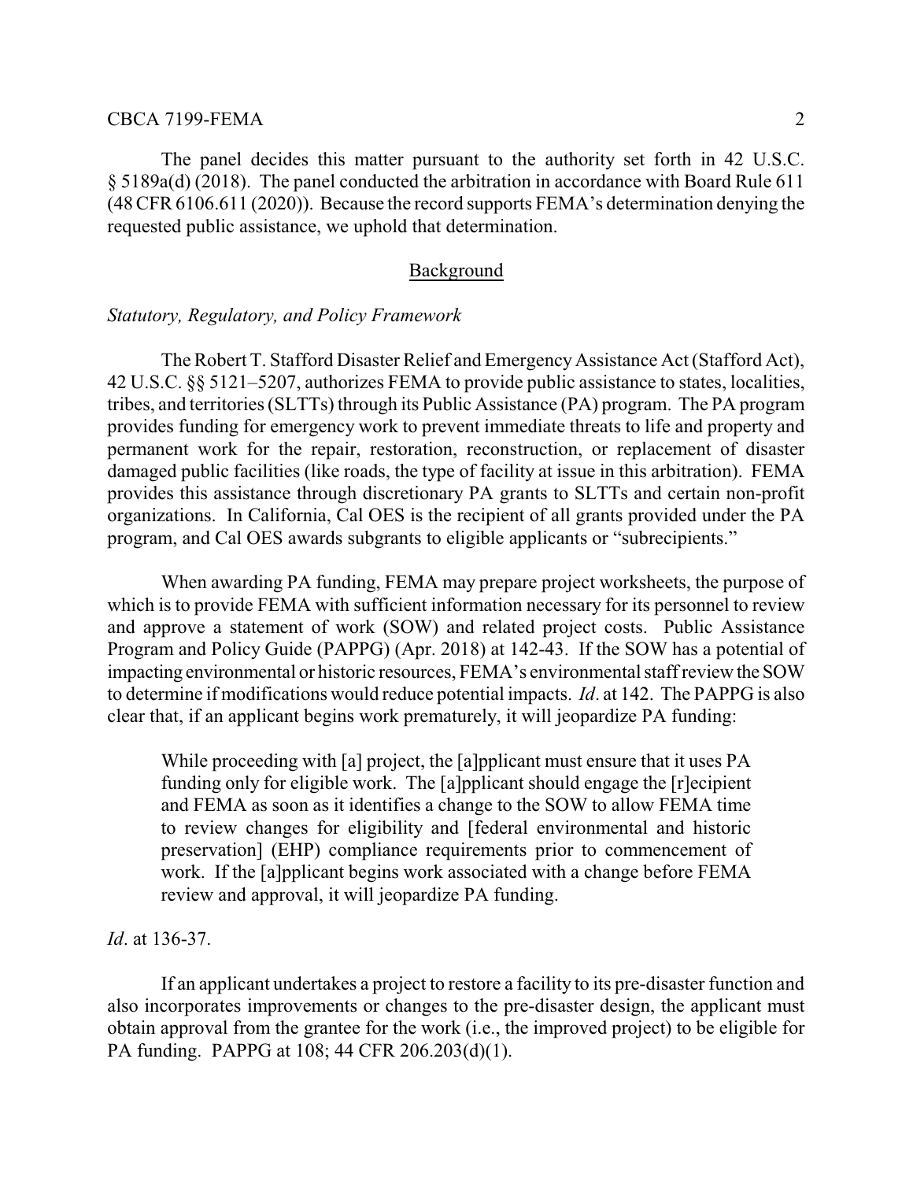The panel decides this matter pursuant to the authority set forth in 42 U.S.C. § 5189a(d) (2018). The panel conducted the arbitration in accordance with Board Rule 611 (48 CFR 6106.611 (2020)). Because the record supports FEMA's determination denying the requested public assistance, we uphold that determination.

## Background

*Statutory, Regulatory, and Policy Framework*

The Robert T. Stafford Disaster Relief and Emergency Assistance Act (Stafford Act), 42 U.S.C. §§ 5121–5207, authorizes FEMA to provide public assistance to states, localities, tribes, and territories (SLTTs) through its Public Assistance (PA) program. The PA program provides funding for emergency work to prevent immediate threats to life and property and permanent work for the repair, restoration, reconstruction, or replacement of disaster damaged public facilities (like roads, the type of facility at issue in this arbitration). FEMA provides this assistance through discretionary PA grants to SLTTs and certain non-profit organizations. In California, Cal OES is the recipient of all grants provided under the PA program, and Cal OES awards subgrants to eligible applicants or "subrecipients."

When awarding PA funding, FEMA may prepare project worksheets, the purpose of which is to provide FEMA with sufficient information necessary for its personnel to review and approve a statement of work (SOW) and related project costs. Public Assistance Program and Policy Guide (PAPPG) (Apr. 2018) at 142-43. If the SOW has a potential of impacting environmental or historic resources, FEMA's environmental staff review the SOW to determine if modifications would reduce potential impacts. *Id*. at 142. The PAPPG is also clear that, if an applicant begins work prematurely, it will jeopardize PA funding:

> While proceeding with [a] project, the [a]pplicant must ensure that it uses PA funding only for eligible work. The [a]pplicant should engage the [r]ecipient and FEMA as soon as it identifies a change to the SOW to allow FEMA time to review changes for eligibility and [federal environmental and historic preservation] (EHP) compliance requirements prior to commencement of work. If the [a]pplicant begins work associated with a change before FEMA review and approval, it will jeopardize PA funding.

*Id*. at 136-37.

If an applicant undertakes a project to restore a facility to its pre-disaster function and also incorporates improvements or changes to the pre-disaster design, the applicant must obtain approval from the grantee for the work (i.e., the improved project) to be eligible for PA funding. PAPPG at 108; 44 CFR 206.203(d)(1).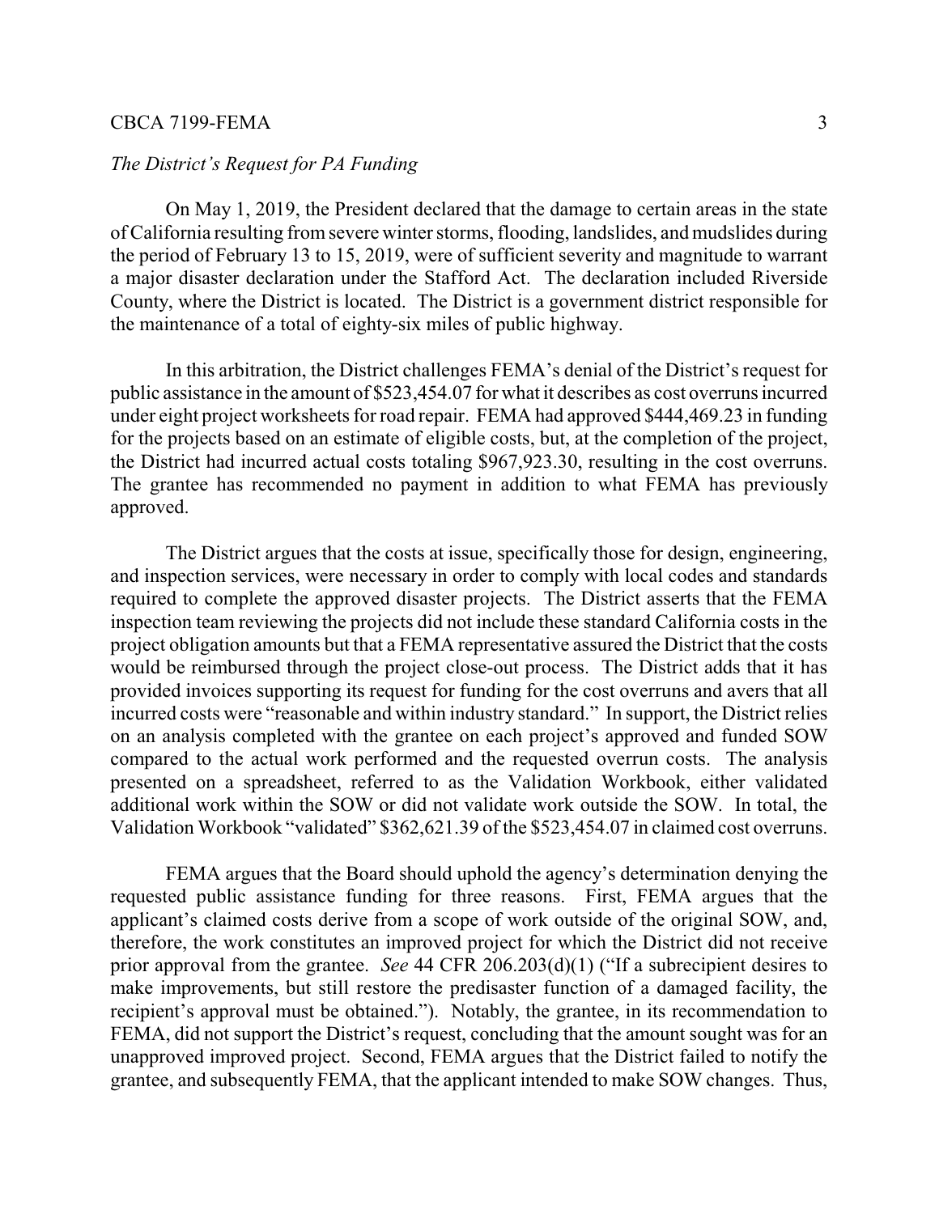*The District's Request for PA Funding*

On May 1, 2019, the President declared that the damage to certain areas in the state of California resulting from severe winter storms, flooding, landslides, and mudslides during the period of February 13 to 15, 2019, were of sufficient severity and magnitude to warrant a major disaster declaration under the Stafford Act. The declaration included Riverside County, where the District is located. The District is a government district responsible for the maintenance of a total of eighty-six miles of public highway.

In this arbitration, the District challenges FEMA's denial of the District's request for public assistance in the amount of $523,454.07 for what it describes as cost overruns incurred under eight project worksheets for road repair. FEMA had approved $444,469.23 in funding for the projects based on an estimate of eligible costs, but, at the completion of the project, the District had incurred actual costs totaling $967,923.30, resulting in the cost overruns. The grantee has recommended no payment in addition to what FEMA has previously approved.

The District argues that the costs at issue, specifically those for design, engineering, and inspection services, were necessary in order to comply with local codes and standards required to complete the approved disaster projects. The District asserts that the FEMA inspection team reviewing the projects did not include these standard California costs in the project obligation amounts but that a FEMA representative assured the District that the costs would be reimbursed through the project close-out process. The District adds that it has provided invoices supporting its request for funding for the cost overruns and avers that all incurred costs were "reasonable and within industry standard." In support, the District relies on an analysis completed with the grantee on each project's approved and funded SOW compared to the actual work performed and the requested overrun costs. The analysis presented on a spreadsheet, referred to as the Validation Workbook, either validated additional work within the SOW or did not validate work outside the SOW. In total, the Validation Workbook "validated" $362,621.39 of the $523,454.07 in claimed cost overruns.

FEMA argues that the Board should uphold the agency's determination denying the requested public assistance funding for three reasons. First, FEMA argues that the applicant's claimed costs derive from a scope of work outside of the original SOW, and, therefore, the work constitutes an improved project for which the District did not receive prior approval from the grantee. *See* 44 CFR 206.203(d)(1) ("If a subrecipient desires to make improvements, but still restore the predisaster function of a damaged facility, the recipient's approval must be obtained."). Notably, the grantee, in its recommendation to FEMA, did not support the District's request, concluding that the amount sought was for an unapproved improved project. Second, FEMA argues that the District failed to notify the grantee, and subsequently FEMA, that the applicant intended to make SOW changes. Thus,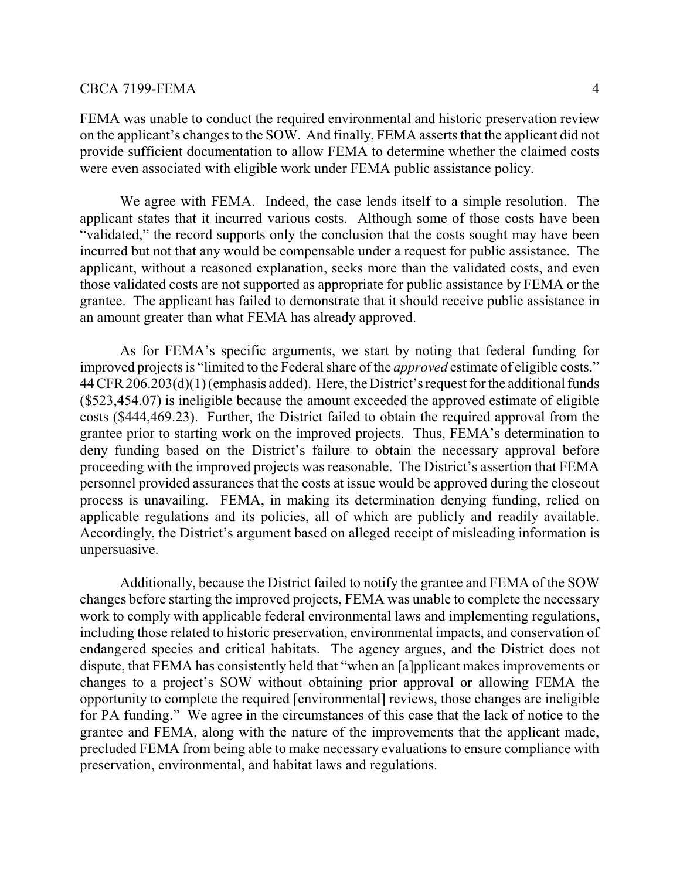FEMA was unable to conduct the required environmental and historic preservation review on the applicant's changes to the SOW. And finally, FEMA asserts that the applicant did not provide sufficient documentation to allow FEMA to determine whether the claimed costs were even associated with eligible work under FEMA public assistance policy.

We agree with FEMA. Indeed, the case lends itself to a simple resolution. The applicant states that it incurred various costs. Although some of those costs have been "validated," the record supports only the conclusion that the costs sought may have been incurred but not that any would be compensable under a request for public assistance. The applicant, without a reasoned explanation, seeks more than the validated costs, and even those validated costs are not supported as appropriate for public assistance by FEMA or the grantee. The applicant has failed to demonstrate that it should receive public assistance in an amount greater than what FEMA has already approved.

As for FEMA's specific arguments, we start by noting that federal funding for improved projects is "limited to the Federal share of the *approved* estimate of eligible costs." 44 CFR 206.203(d)(1) (emphasis added). Here, the District's request for the additional funds ($523,454.07) is ineligible because the amount exceeded the approved estimate of eligible costs ($444,469.23). Further, the District failed to obtain the required approval from the grantee prior to starting work on the improved projects. Thus, FEMA's determination to deny funding based on the District's failure to obtain the necessary approval before proceeding with the improved projects was reasonable. The District's assertion that FEMA personnel provided assurances that the costs at issue would be approved during the closeout process is unavailing. FEMA, in making its determination denying funding, relied on applicable regulations and its policies, all of which are publicly and readily available. Accordingly, the District's argument based on alleged receipt of misleading information is unpersuasive.

Additionally, because the District failed to notify the grantee and FEMA of the SOW changes before starting the improved projects, FEMA was unable to complete the necessary work to comply with applicable federal environmental laws and implementing regulations, including those related to historic preservation, environmental impacts, and conservation of endangered species and critical habitats. The agency argues, and the District does not dispute, that FEMA has consistently held that "when an [a]pplicant makes improvements or changes to a project's SOW without obtaining prior approval or allowing FEMA the opportunity to complete the required [environmental] reviews, those changes are ineligible for PA funding." We agree in the circumstances of this case that the lack of notice to the grantee and FEMA, along with the nature of the improvements that the applicant made, precluded FEMA from being able to make necessary evaluations to ensure compliance with preservation, environmental, and habitat laws and regulations.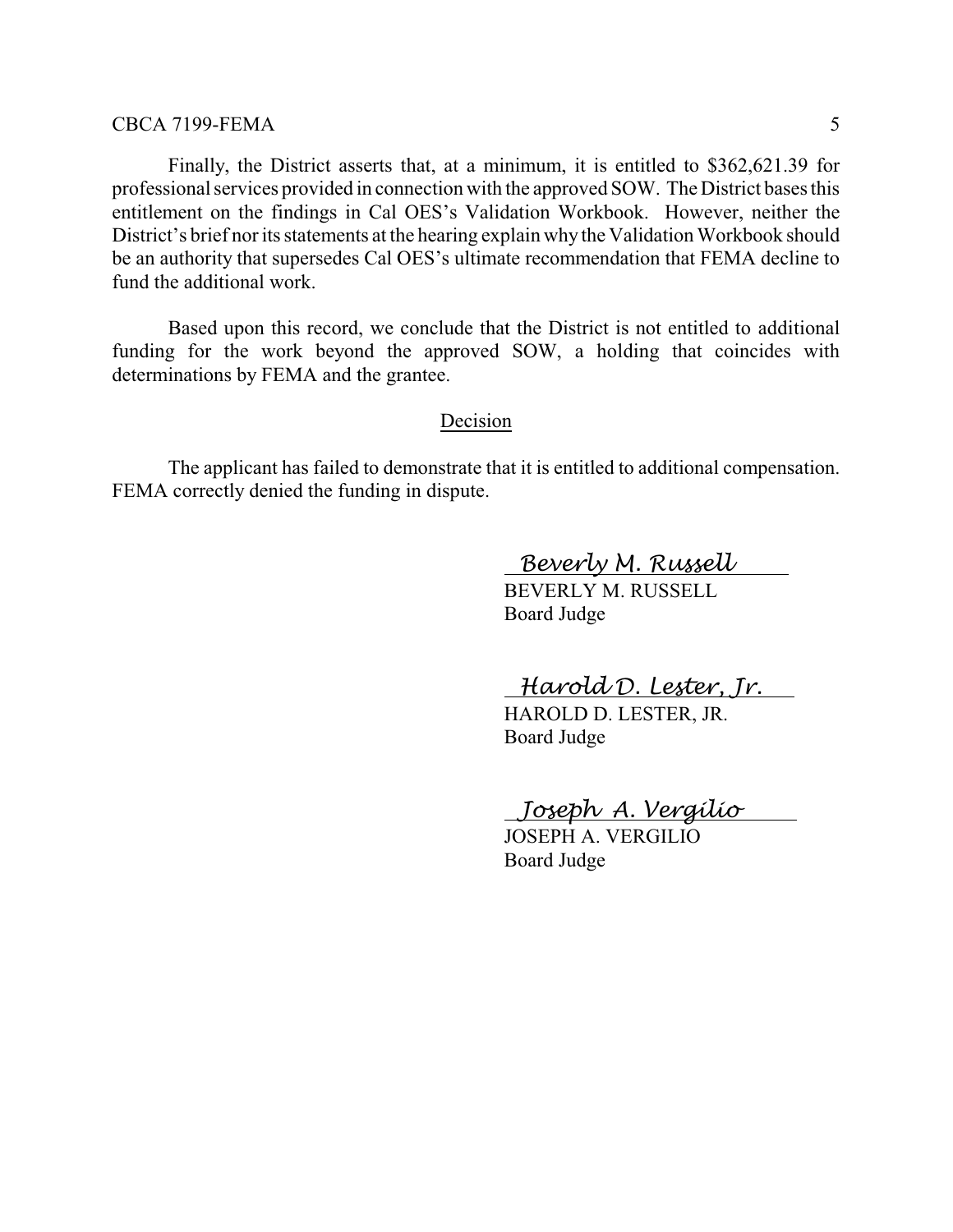Finally, the District asserts that, at a minimum, it is entitled to $362,621.39 for professional services provided in connection with the approved SOW. The District bases this entitlement on the findings in Cal OES's Validation Workbook. However, neither the District's brief nor its statements at the hearing explain why the Validation Workbook should be an authority that supersedes Cal OES's ultimate recommendation that FEMA decline to fund the additional work.

Based upon this record, we conclude that the District is not entitled to additional funding for the work beyond the approved SOW, a holding that coincides with determinations by FEMA and the grantee.

## Decision

The applicant has failed to demonstrate that it is entitled to additional compensation. FEMA correctly denied the funding in dispute.

*Beverly M. Russell*
BEVERLY M. RUSSELL
Board Judge

*Harold D. Lester, Jr.*
HAROLD D. LESTER, JR.
Board Judge

*Joseph A. Vergilio*
JOSEPH A. VERGILIO
Board Judge